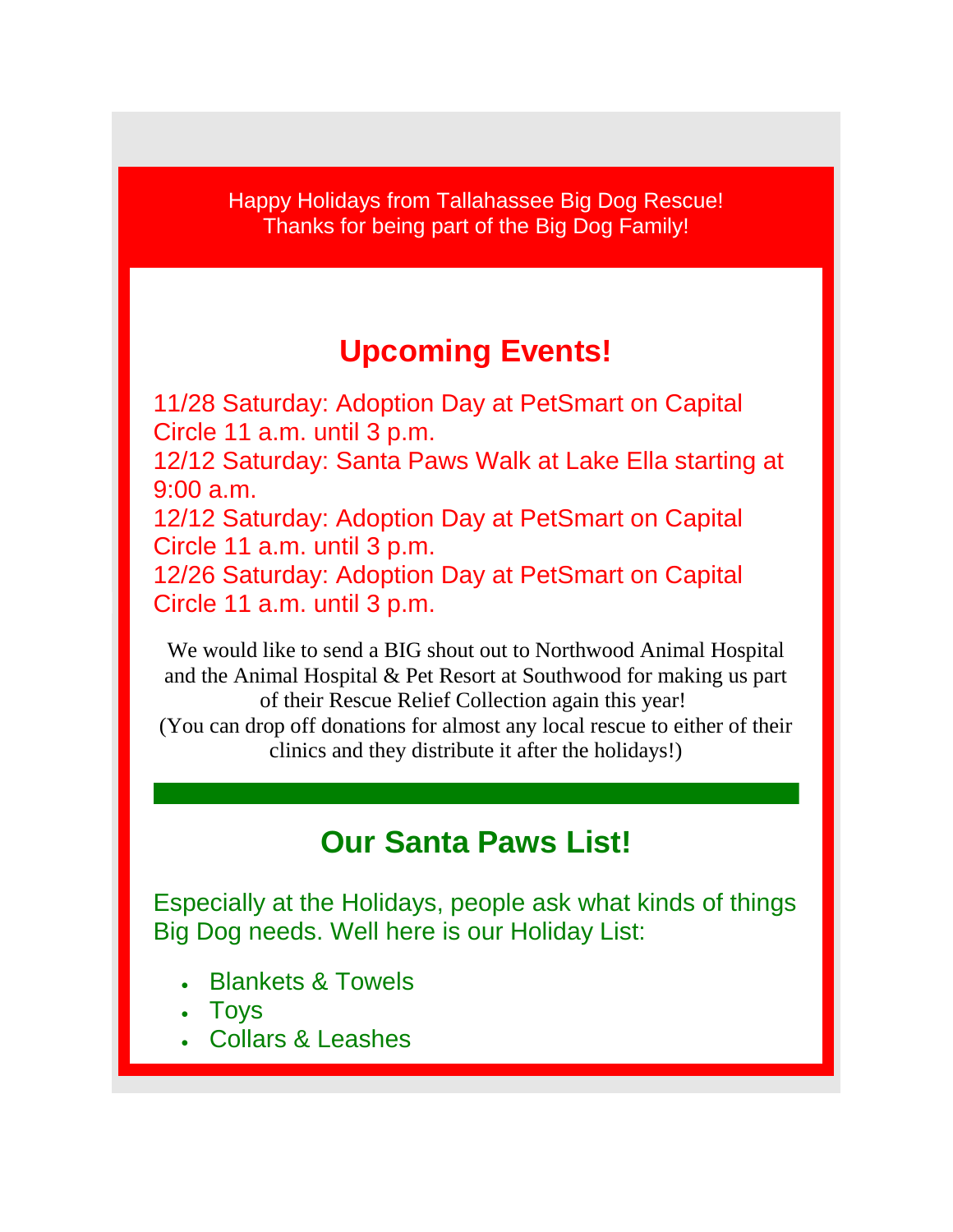Happy Holidays from Tallahassee Big Dog Rescue!
Thanks for being part of the Big Dog Family!

## Upcoming Events!

11/28 Saturday: Adoption Day at PetSmart on Capital Circle 11 a.m. until 3 p.m.
12/12 Saturday: Santa Paws Walk at Lake Ella starting at 9:00 a.m.
12/12 Saturday: Adoption Day at PetSmart on Capital Circle 11 a.m. until 3 p.m.
12/26 Saturday: Adoption Day at PetSmart on Capital Circle 11 a.m. until 3 p.m.

We would like to send a BIG shout out to Northwood Animal Hospital and the Animal Hospital & Pet Resort at Southwood for making us part of their Rescue Relief Collection again this year!
(You can drop off donations for almost any local rescue to either of their clinics and they distribute it after the holidays!)

---

## Our Santa Paws List!

Especially at the Holidays, people ask what kinds of things Big Dog needs. Well here is our Holiday List:

- Blankets & Towels
- Toys
- Collars & Leashes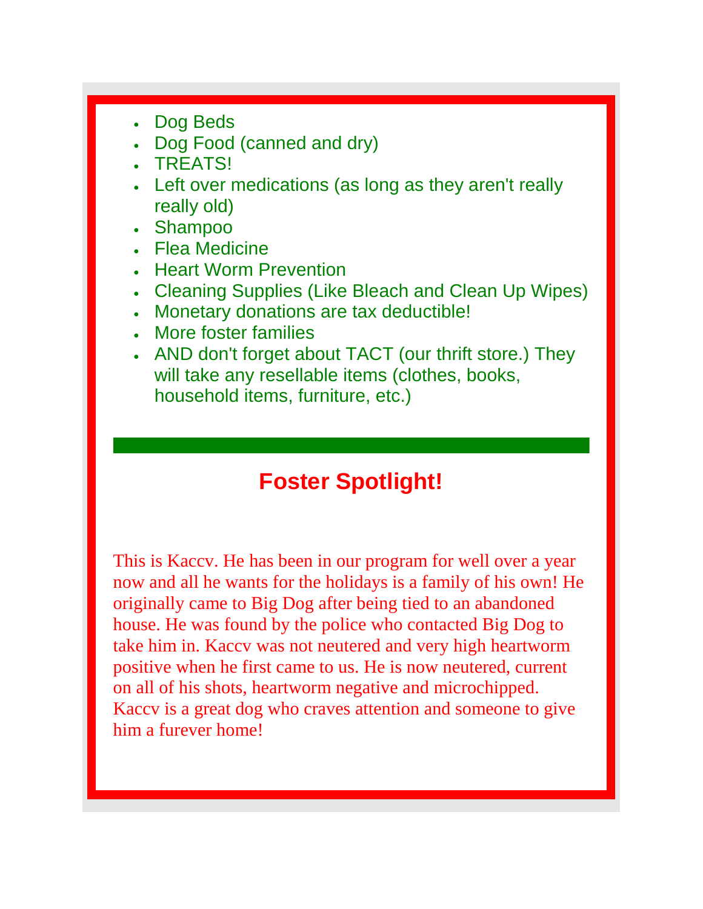- Dog Beds
- Dog Food (canned and dry)
- TREATS!
- Left over medications (as long as they aren't really really old)
- Shampoo
- Flea Medicine
- Heart Worm Prevention
- Cleaning Supplies (Like Bleach and Clean Up Wipes)
- Monetary donations are tax deductible!
- More foster families
- AND don't forget about TACT (our thrift store.) They will take any resellable items (clothes, books, household items, furniture, etc.)

---

## Foster Spotlight!

This is Kaccv. He has been in our program for well over a year now and all he wants for the holidays is a family of his own! He originally came to Big Dog after being tied to an abandoned house. He was found by the police who contacted Big Dog to take him in. Kaccv was not neutered and very high heartworm positive when he first came to us. He is now neutered, current on all of his shots, heartworm negative and microchipped. Kaccv is a great dog who craves attention and someone to give him a furever home!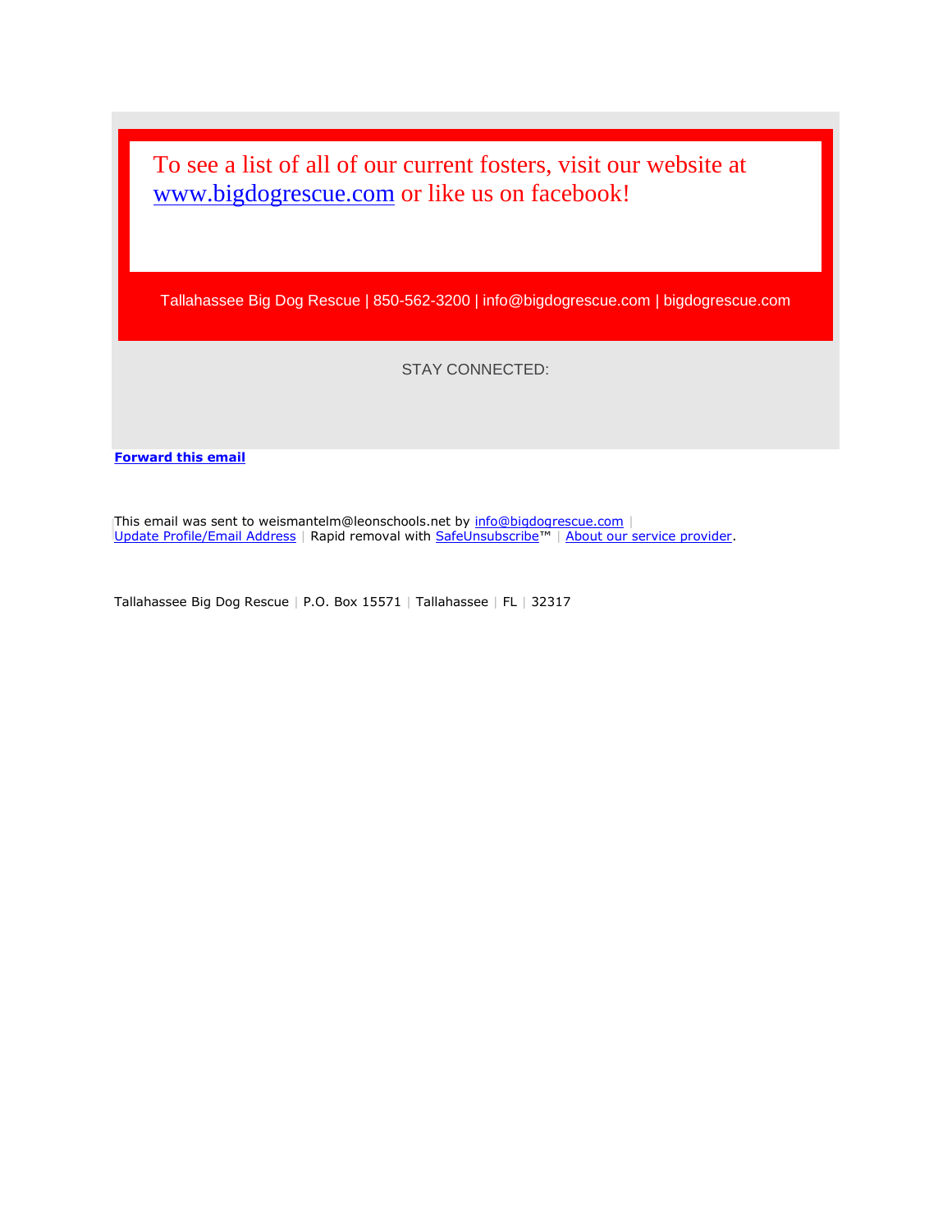To see a list of all of our current fosters, visit our website at www.bigdogrescue.com or like us on facebook!

Tallahassee Big Dog Rescue | 850-562-3200 | info@bigdogrescue.com | bigdogrescue.com

STAY CONNECTED:

**Forward this email**

This email was sent to weismantelm@leonschools.net by info@bigdogrescue.com | Update Profile/Email Address | Rapid removal with SafeUnsubscribe™ | About our service provider.

Tallahassee Big Dog Rescue | P.O. Box 15571 | Tallahassee | FL | 32317